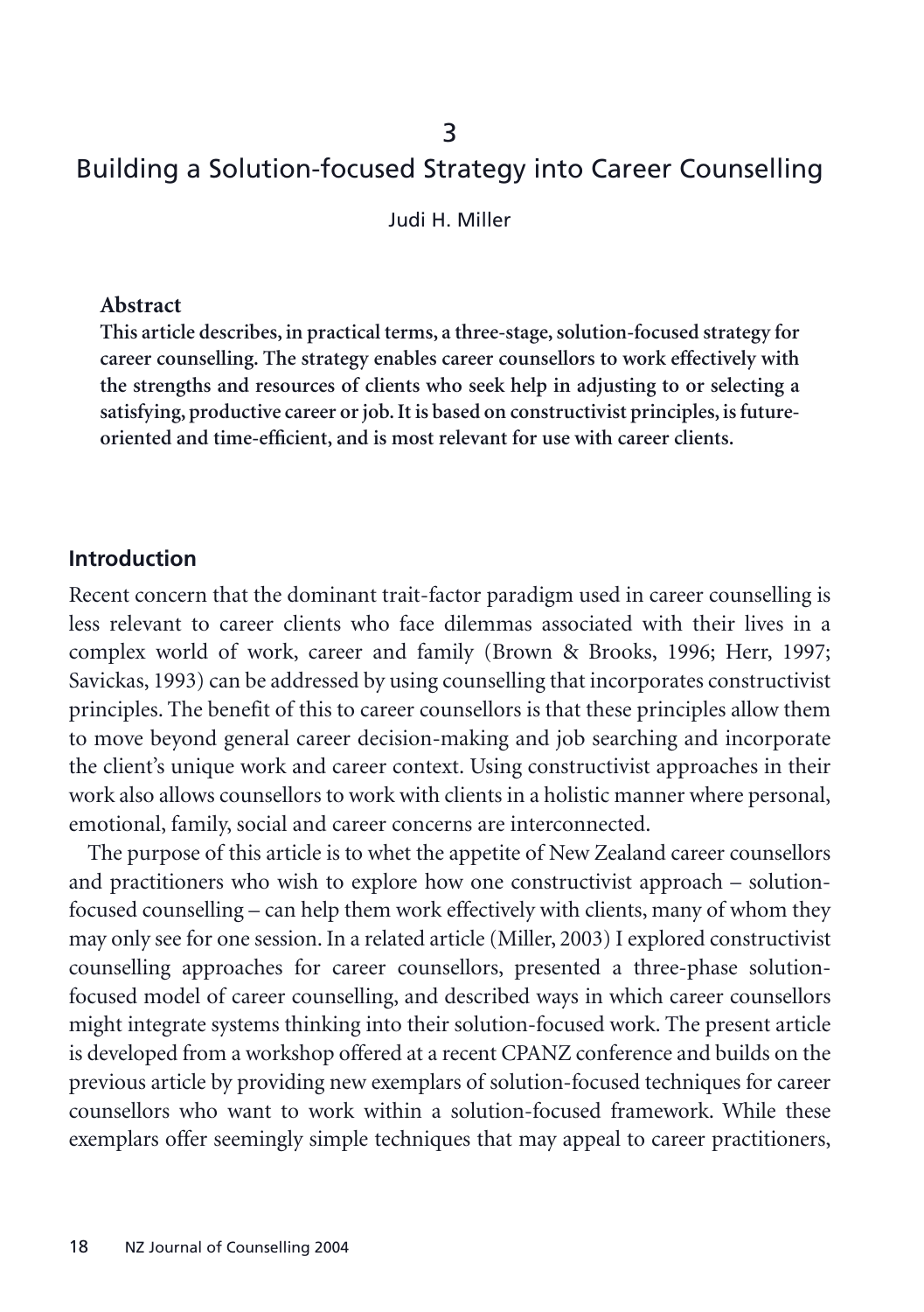3

# Building a Solution-focused Strategy into Career Counselling

Judi H. Miller

**Abstract**

**This article describes, in practical terms, a three-stage, solution-focused strategy for career counselling. The strategy enables career counsellors to work effectively with the strengths and resources of clients who seek help in adjusting to or selecting a satisfying, productive career or job. It is based on constructivist principles, is future-oriented and time-efficient, and is most relevant for use with career clients.**

## Introduction

Recent concern that the dominant trait-factor paradigm used in career counselling is less relevant to career clients who face dilemmas associated with their lives in a complex world of work, career and family (Brown & Brooks, 1996; Herr, 1997; Savickas, 1993) can be addressed by using counselling that incorporates constructivist principles. The benefit of this to career counsellors is that these principles allow them to move beyond general career decision-making and job searching and incorporate the client's unique work and career context. Using constructivist approaches in their work also allows counsellors to work with clients in a holistic manner where personal, emotional, family, social and career concerns are interconnected.

The purpose of this article is to whet the appetite of New Zealand career counsellors and practitioners who wish to explore how one constructivist approach – solution-focused counselling – can help them work effectively with clients, many of whom they may only see for one session. In a related article (Miller, 2003) I explored constructivist counselling approaches for career counsellors, presented a three-phase solution-focused model of career counselling, and described ways in which career counsellors might integrate systems thinking into their solution-focused work. The present article is developed from a workshop offered at a recent CPANZ conference and builds on the previous article by providing new exemplars of solution-focused techniques for career counsellors who want to work within a solution-focused framework. While these exemplars offer seemingly simple techniques that may appeal to career practitioners,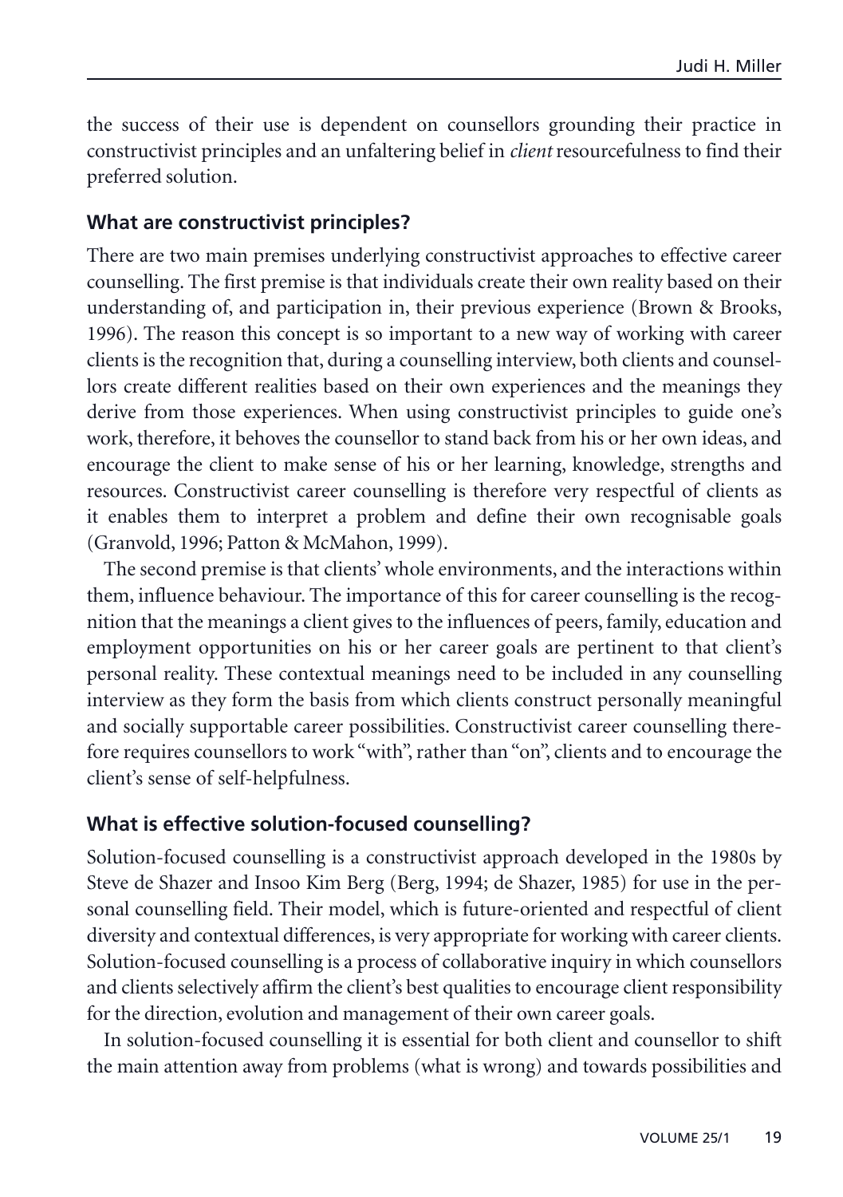the success of their use is dependent on counsellors grounding their practice in constructivist principles and an unfaltering belief in *client* resourcefulness to find their preferred solution.

### What are constructivist principles?

There are two main premises underlying constructivist approaches to effective career counselling. The first premise is that individuals create their own reality based on their understanding of, and participation in, their previous experience (Brown & Brooks, 1996). The reason this concept is so important to a new way of working with career clients is the recognition that, during a counselling interview, both clients and counsellors create different realities based on their own experiences and the meanings they derive from those experiences. When using constructivist principles to guide one's work, therefore, it behoves the counsellor to stand back from his or her own ideas, and encourage the client to make sense of his or her learning, knowledge, strengths and resources. Constructivist career counselling is therefore very respectful of clients as it enables them to interpret a problem and define their own recognisable goals (Granvold, 1996; Patton & McMahon, 1999).

The second premise is that clients' whole environments, and the interactions within them, influence behaviour. The importance of this for career counselling is the recognition that the meanings a client gives to the influences of peers, family, education and employment opportunities on his or her career goals are pertinent to that client's personal reality. These contextual meanings need to be included in any counselling interview as they form the basis from which clients construct personally meaningful and socially supportable career possibilities. Constructivist career counselling therefore requires counsellors to work "with", rather than "on", clients and to encourage the client's sense of self-helpfulness.

### What is effective solution-focused counselling?

Solution-focused counselling is a constructivist approach developed in the 1980s by Steve de Shazer and Insoo Kim Berg (Berg, 1994; de Shazer, 1985) for use in the personal counselling field. Their model, which is future-oriented and respectful of client diversity and contextual differences, is very appropriate for working with career clients. Solution-focused counselling is a process of collaborative inquiry in which counsellors and clients selectively affirm the client's best qualities to encourage client responsibility for the direction, evolution and management of their own career goals.

In solution-focused counselling it is essential for both client and counsellor to shift the main attention away from problems (what is wrong) and towards possibilities and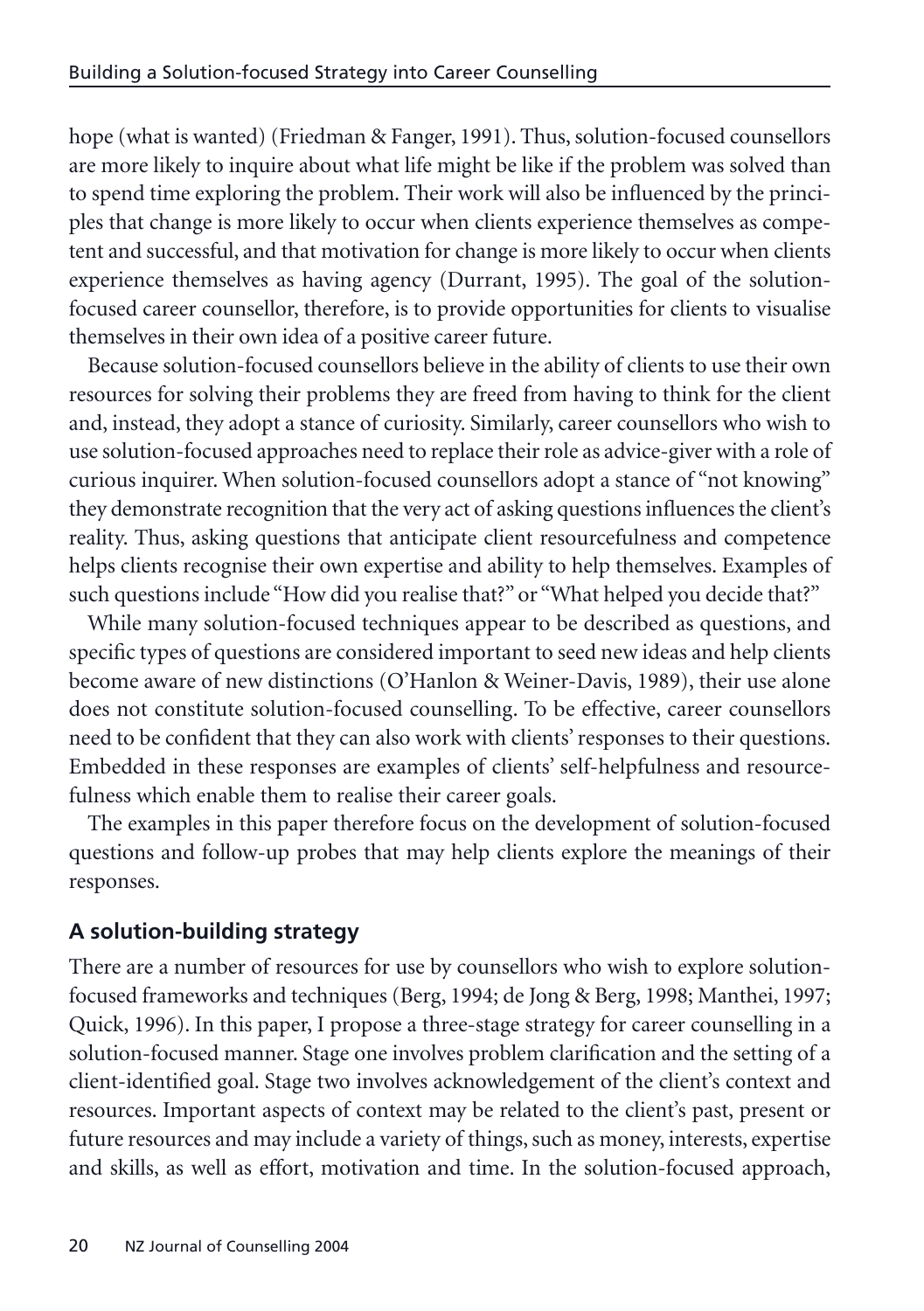hope (what is wanted) (Friedman & Fanger, 1991). Thus, solution-focused counsellors are more likely to inquire about what life might be like if the problem was solved than to spend time exploring the problem. Their work will also be influenced by the principles that change is more likely to occur when clients experience themselves as competent and successful, and that motivation for change is more likely to occur when clients experience themselves as having agency (Durrant, 1995). The goal of the solution-focused career counsellor, therefore, is to provide opportunities for clients to visualise themselves in their own idea of a positive career future.

Because solution-focused counsellors believe in the ability of clients to use their own resources for solving their problems they are freed from having to think for the client and, instead, they adopt a stance of curiosity. Similarly, career counsellors who wish to use solution-focused approaches need to replace their role as advice-giver with a role of curious inquirer. When solution-focused counsellors adopt a stance of "not knowing" they demonstrate recognition that the very act of asking questions influences the client's reality. Thus, asking questions that anticipate client resourcefulness and competence helps clients recognise their own expertise and ability to help themselves. Examples of such questions include "How did you realise that?" or "What helped you decide that?"

While many solution-focused techniques appear to be described as questions, and specific types of questions are considered important to seed new ideas and help clients become aware of new distinctions (O'Hanlon & Weiner-Davis, 1989), their use alone does not constitute solution-focused counselling. To be effective, career counsellors need to be confident that they can also work with clients' responses to their questions. Embedded in these responses are examples of clients' self-helpfulness and resourcefulness which enable them to realise their career goals.

The examples in this paper therefore focus on the development of solution-focused questions and follow-up probes that may help clients explore the meanings of their responses.

## A solution-building strategy

There are a number of resources for use by counsellors who wish to explore solution-focused frameworks and techniques (Berg, 1994; de Jong & Berg, 1998; Manthei, 1997; Quick, 1996). In this paper, I propose a three-stage strategy for career counselling in a solution-focused manner. Stage one involves problem clarification and the setting of a client-identified goal. Stage two involves acknowledgement of the client's context and resources. Important aspects of context may be related to the client's past, present or future resources and may include a variety of things, such as money, interests, expertise and skills, as well as effort, motivation and time. In the solution-focused approach,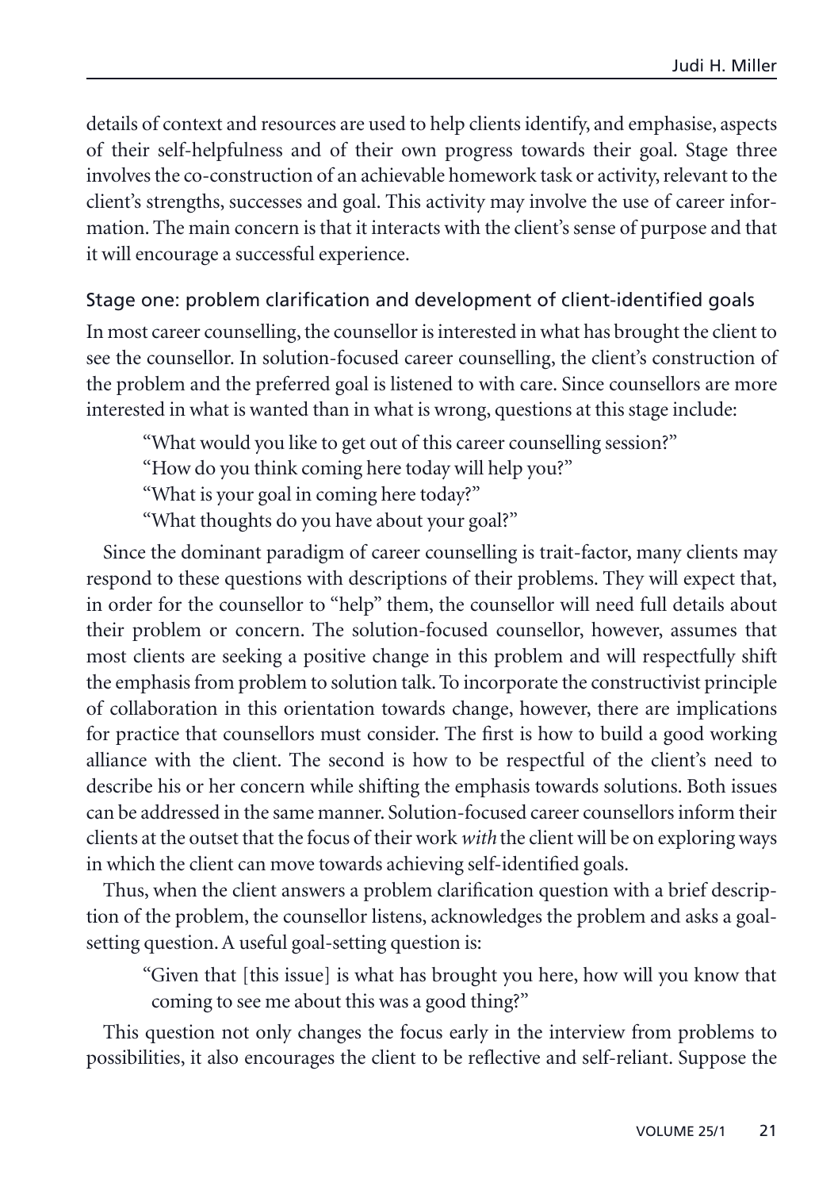details of context and resources are used to help clients identify, and emphasise, aspects of their self-helpfulness and of their own progress towards their goal. Stage three involves the co-construction of an achievable homework task or activity, relevant to the client's strengths, successes and goal. This activity may involve the use of career information. The main concern is that it interacts with the client's sense of purpose and that it will encourage a successful experience.

### Stage one: problem clarification and development of client-identified goals

In most career counselling, the counsellor is interested in what has brought the client to see the counsellor. In solution-focused career counselling, the client's construction of the problem and the preferred goal is listened to with care. Since counsellors are more interested in what is wanted than in what is wrong, questions at this stage include:

> "What would you like to get out of this career counselling session?"
> "How do you think coming here today will help you?"
> "What is your goal in coming here today?"
> "What thoughts do you have about your goal?"

Since the dominant paradigm of career counselling is trait-factor, many clients may respond to these questions with descriptions of their problems. They will expect that, in order for the counsellor to "help" them, the counsellor will need full details about their problem or concern. The solution-focused counsellor, however, assumes that most clients are seeking a positive change in this problem and will respectfully shift the emphasis from problem to solution talk. To incorporate the constructivist principle of collaboration in this orientation towards change, however, there are implications for practice that counsellors must consider. The first is how to build a good working alliance with the client. The second is how to be respectful of the client's need to describe his or her concern while shifting the emphasis towards solutions. Both issues can be addressed in the same manner. Solution-focused career counsellors inform their clients at the outset that the focus of their work *with* the client will be on exploring ways in which the client can move towards achieving self-identified goals.

Thus, when the client answers a problem clarification question with a brief description of the problem, the counsellor listens, acknowledges the problem and asks a goal-setting question. A useful goal-setting question is:

> "Given that [this issue] is what has brought you here, how will you know that coming to see me about this was a good thing?"

This question not only changes the focus early in the interview from problems to possibilities, it also encourages the client to be reflective and self-reliant. Suppose the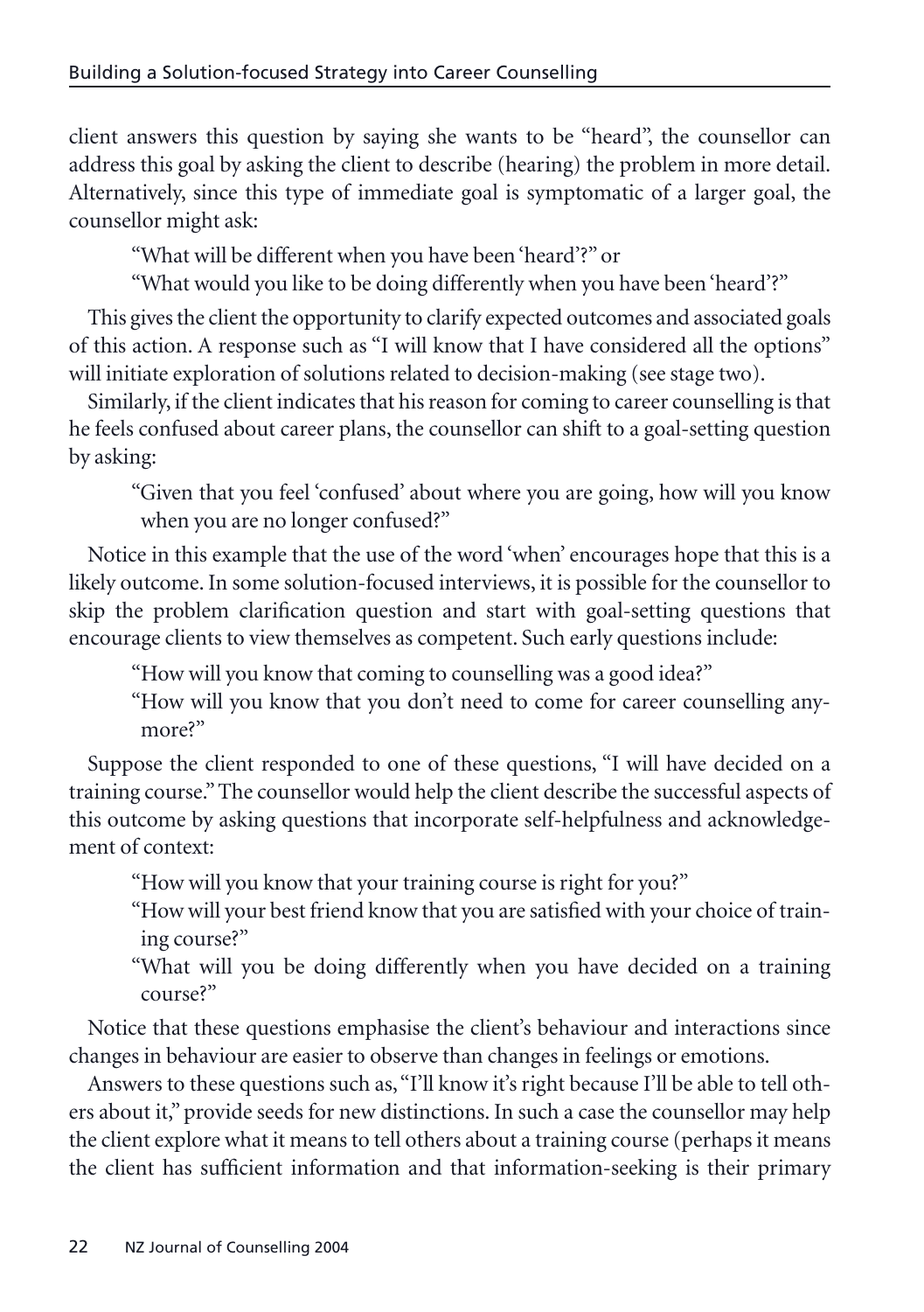client answers this question by saying she wants to be "heard", the counsellor can address this goal by asking the client to describe (hearing) the problem in more detail. Alternatively, since this type of immediate goal is symptomatic of a larger goal, the counsellor might ask:

> "What will be different when you have been 'heard'?" or
>
> "What would you like to be doing differently when you have been 'heard'?"

This gives the client the opportunity to clarify expected outcomes and associated goals of this action. A response such as "I will know that I have considered all the options" will initiate exploration of solutions related to decision-making (see stage two).

Similarly, if the client indicates that his reason for coming to career counselling is that he feels confused about career plans, the counsellor can shift to a goal-setting question by asking:

> "Given that you feel 'confused' about where you are going, how will you know when you are no longer confused?"

Notice in this example that the use of the word 'when' encourages hope that this is a likely outcome. In some solution-focused interviews, it is possible for the counsellor to skip the problem clarification question and start with goal-setting questions that encourage clients to view themselves as competent. Such early questions include:

> "How will you know that coming to counselling was a good idea?"
>
> "How will you know that you don't need to come for career counselling anymore?"

Suppose the client responded to one of these questions, "I will have decided on a training course." The counsellor would help the client describe the successful aspects of this outcome by asking questions that incorporate self-helpfulness and acknowledgement of context:

> "How will you know that your training course is right for you?"
>
> "How will your best friend know that you are satisfied with your choice of training course?"
>
> "What will you be doing differently when you have decided on a training course?"

Notice that these questions emphasise the client's behaviour and interactions since changes in behaviour are easier to observe than changes in feelings or emotions.

Answers to these questions such as, "I'll know it's right because I'll be able to tell others about it," provide seeds for new distinctions. In such a case the counsellor may help the client explore what it means to tell others about a training course (perhaps it means the client has sufficient information and that information-seeking is their primary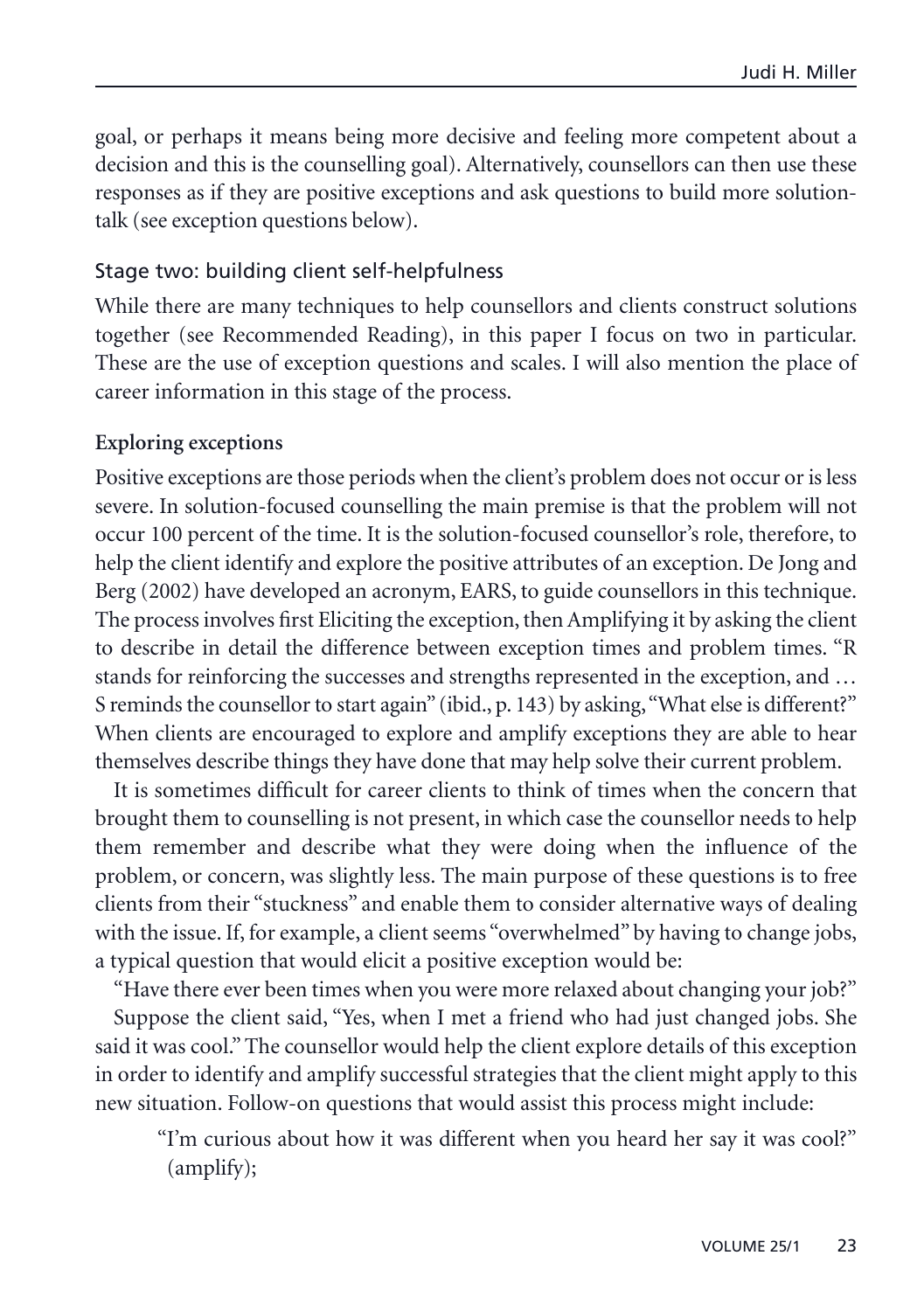goal, or perhaps it means being more decisive and feeling more competent about a decision and this is the counselling goal). Alternatively, counsellors can then use these responses as if they are positive exceptions and ask questions to build more solution-talk (see exception questions below).

## Stage two: building client self-helpfulness

While there are many techniques to help counsellors and clients construct solutions together (see Recommended Reading), in this paper I focus on two in particular. These are the use of exception questions and scales. I will also mention the place of career information in this stage of the process.

### Exploring exceptions

Positive exceptions are those periods when the client's problem does not occur or is less severe. In solution-focused counselling the main premise is that the problem will not occur 100 percent of the time. It is the solution-focused counsellor's role, therefore, to help the client identify and explore the positive attributes of an exception. De Jong and Berg (2002) have developed an acronym, EARS, to guide counsellors in this technique. The process involves first Eliciting the exception, then Amplifying it by asking the client to describe in detail the difference between exception times and problem times. "R stands for reinforcing the successes and strengths represented in the exception, and … S reminds the counsellor to start again" (ibid., p. 143) by asking, "What else is different?" When clients are encouraged to explore and amplify exceptions they are able to hear themselves describe things they have done that may help solve their current problem.

It is sometimes difficult for career clients to think of times when the concern that brought them to counselling is not present, in which case the counsellor needs to help them remember and describe what they were doing when the influence of the problem, or concern, was slightly less. The main purpose of these questions is to free clients from their "stuckness" and enable them to consider alternative ways of dealing with the issue. If, for example, a client seems "overwhelmed" by having to change jobs, a typical question that would elicit a positive exception would be:

"Have there ever been times when you were more relaxed about changing your job?"

Suppose the client said, "Yes, when I met a friend who had just changed jobs. She said it was cool." The counsellor would help the client explore details of this exception in order to identify and amplify successful strategies that the client might apply to this new situation. Follow-on questions that would assist this process might include:

> "I'm curious about how it was different when you heard her say it was cool?" (amplify);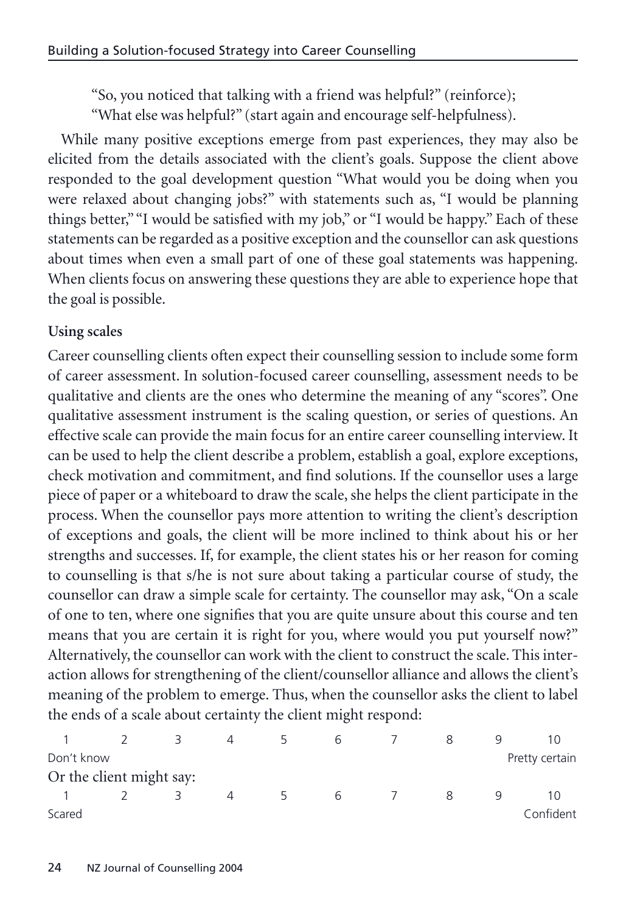"So, you noticed that talking with a friend was helpful?" (reinforce);
"What else was helpful?" (start again and encourage self-helpfulness).

While many positive exceptions emerge from past experiences, they may also be elicited from the details associated with the client's goals. Suppose the client above responded to the goal development question "What would you be doing when you were relaxed about changing jobs?" with statements such as, "I would be planning things better," "I would be satisfied with my job," or "I would be happy." Each of these statements can be regarded as a positive exception and the counsellor can ask questions about times when even a small part of one of these goal statements was happening. When clients focus on answering these questions they are able to experience hope that the goal is possible.

**Using scales**

Career counselling clients often expect their counselling session to include some form of career assessment. In solution-focused career counselling, assessment needs to be qualitative and clients are the ones who determine the meaning of any "scores". One qualitative assessment instrument is the scaling question, or series of questions. An effective scale can provide the main focus for an entire career counselling interview. It can be used to help the client describe a problem, establish a goal, explore exceptions, check motivation and commitment, and find solutions. If the counsellor uses a large piece of paper or a whiteboard to draw the scale, she helps the client participate in the process. When the counsellor pays more attention to writing the client's description of exceptions and goals, the client will be more inclined to think about his or her strengths and successes. If, for example, the client states his or her reason for coming to counselling is that s/he is not sure about taking a particular course of study, the counsellor can draw a simple scale for certainty. The counsellor may ask, "On a scale of one to ten, where one signifies that you are quite unsure about this course and ten means that you are certain it is right for you, where would you put yourself now?" Alternatively, the counsellor can work with the client to construct the scale. This interaction allows for strengthening of the client/counsellor alliance and allows the client's meaning of the problem to emerge. Thus, when the counsellor asks the client to label the ends of a scale about certainty the client might respond:

| 1 | 2 | 3 | 4 | 5 | 6 | 7 | 8 | 9 | 10 |
|---|---|---|---|---|---|---|---|---|---|
| Don't know | | | | | | | | | Pretty certain |

Or the client might say:

| 1 | 2 | 3 | 4 | 5 | 6 | 7 | 8 | 9 | 10 |
|---|---|---|---|---|---|---|---|---|---|
| Scared | | | | | | | | | Confident |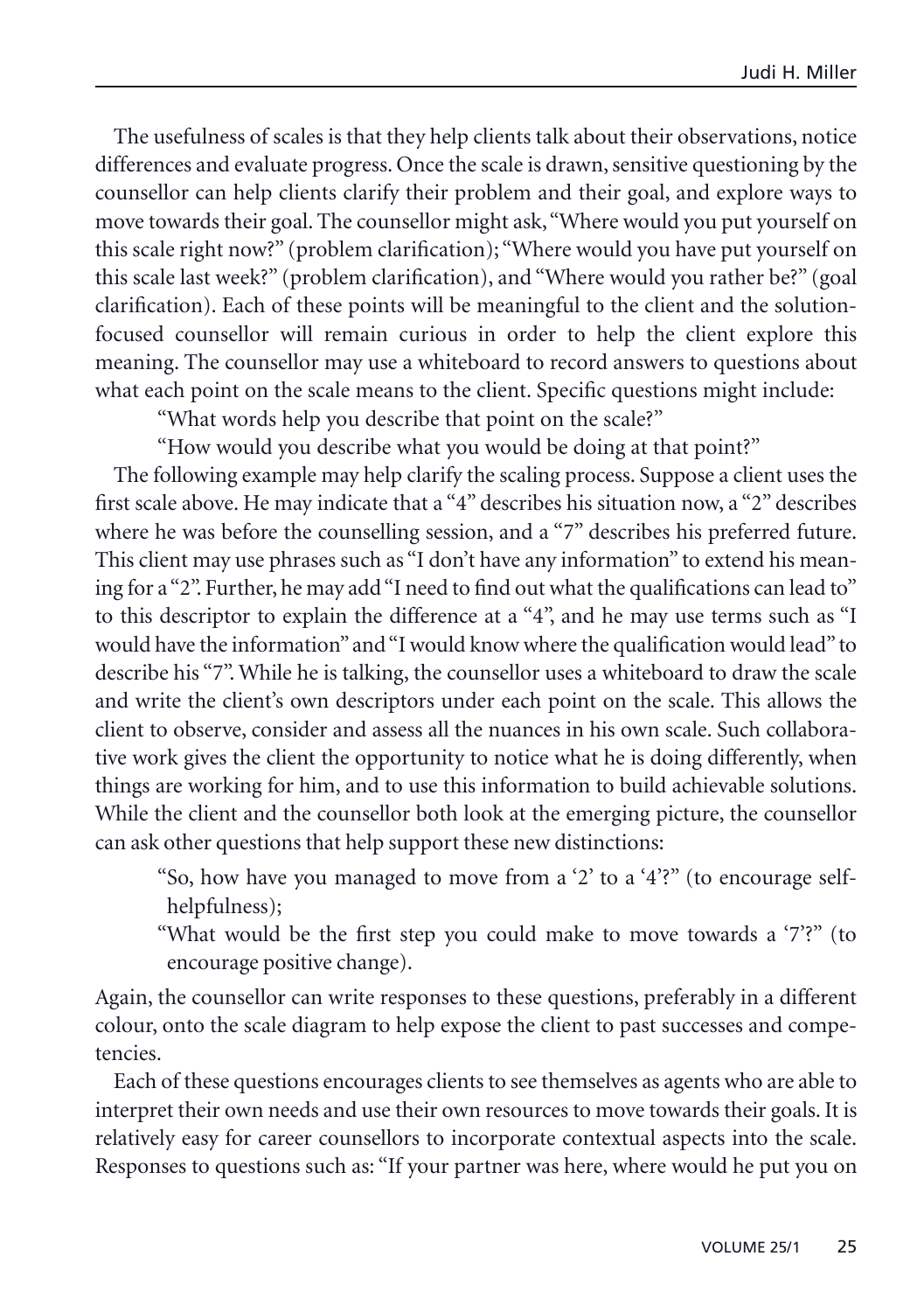The usefulness of scales is that they help clients talk about their observations, notice differences and evaluate progress. Once the scale is drawn, sensitive questioning by the counsellor can help clients clarify their problem and their goal, and explore ways to move towards their goal. The counsellor might ask, "Where would you put yourself on this scale right now?" (problem clarification); "Where would you have put yourself on this scale last week?" (problem clarification), and "Where would you rather be?" (goal clarification). Each of these points will be meaningful to the client and the solution-focused counsellor will remain curious in order to help the client explore this meaning. The counsellor may use a whiteboard to record answers to questions about what each point on the scale means to the client. Specific questions might include:

"What words help you describe that point on the scale?"

"How would you describe what you would be doing at that point?"

The following example may help clarify the scaling process. Suppose a client uses the first scale above. He may indicate that a "4" describes his situation now, a "2" describes where he was before the counselling session, and a "7" describes his preferred future. This client may use phrases such as "I don't have any information" to extend his meaning for a "2". Further, he may add "I need to find out what the qualifications can lead to" to this descriptor to explain the difference at a "4", and he may use terms such as "I would have the information" and "I would know where the qualification would lead" to describe his "7". While he is talking, the counsellor uses a whiteboard to draw the scale and write the client's own descriptors under each point on the scale. This allows the client to observe, consider and assess all the nuances in his own scale. Such collaborative work gives the client the opportunity to notice what he is doing differently, when things are working for him, and to use this information to build achievable solutions. While the client and the counsellor both look at the emerging picture, the counsellor can ask other questions that help support these new distinctions:

"So, how have you managed to move from a '2' to a '4'?" (to encourage self-helpfulness);

"What would be the first step you could make to move towards a '7'?" (to encourage positive change).

Again, the counsellor can write responses to these questions, preferably in a different colour, onto the scale diagram to help expose the client to past successes and competencies.

Each of these questions encourages clients to see themselves as agents who are able to interpret their own needs and use their own resources to move towards their goals. It is relatively easy for career counsellors to incorporate contextual aspects into the scale. Responses to questions such as: "If your partner was here, where would he put you on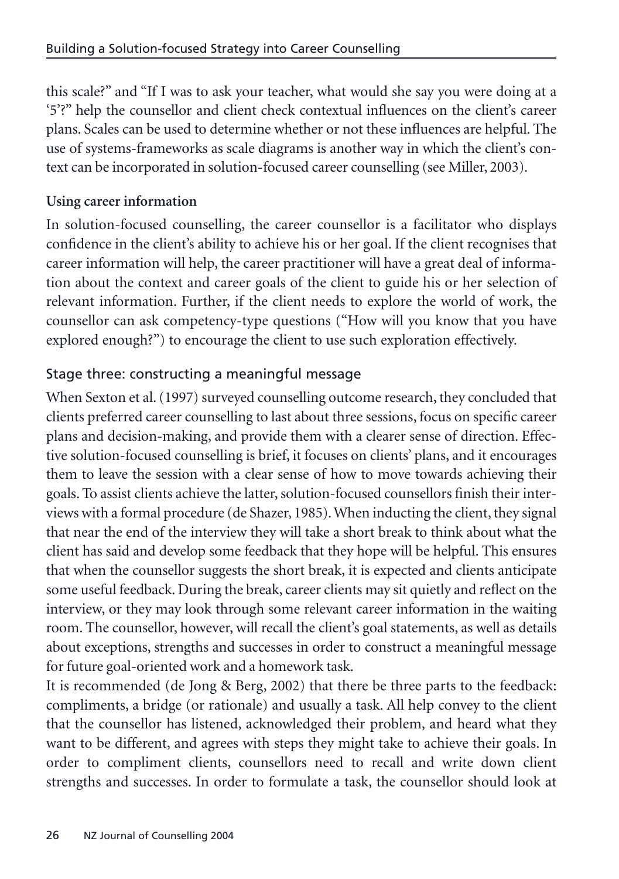this scale?" and "If I was to ask your teacher, what would she say you were doing at a '5'?" help the counsellor and client check contextual influences on the client's career plans. Scales can be used to determine whether or not these influences are helpful. The use of systems-frameworks as scale diagrams is another way in which the client's context can be incorporated in solution-focused career counselling (see Miller, 2003).

**Using career information**

In solution-focused counselling, the career counsellor is a facilitator who displays confidence in the client's ability to achieve his or her goal. If the client recognises that career information will help, the career practitioner will have a great deal of information about the context and career goals of the client to guide his or her selection of relevant information. Further, if the client needs to explore the world of work, the counsellor can ask competency-type questions ("How will you know that you have explored enough?") to encourage the client to use such exploration effectively.

### Stage three: constructing a meaningful message

When Sexton et al. (1997) surveyed counselling outcome research, they concluded that clients preferred career counselling to last about three sessions, focus on specific career plans and decision-making, and provide them with a clearer sense of direction. Effective solution-focused counselling is brief, it focuses on clients' plans, and it encourages them to leave the session with a clear sense of how to move towards achieving their goals. To assist clients achieve the latter, solution-focused counsellors finish their interviews with a formal procedure (de Shazer, 1985). When inducting the client, they signal that near the end of the interview they will take a short break to think about what the client has said and develop some feedback that they hope will be helpful. This ensures that when the counsellor suggests the short break, it is expected and clients anticipate some useful feedback. During the break, career clients may sit quietly and reflect on the interview, or they may look through some relevant career information in the waiting room. The counsellor, however, will recall the client's goal statements, as well as details about exceptions, strengths and successes in order to construct a meaningful message for future goal-oriented work and a homework task.

It is recommended (de Jong & Berg, 2002) that there be three parts to the feedback: compliments, a bridge (or rationale) and usually a task. All help convey to the client that the counsellor has listened, acknowledged their problem, and heard what they want to be different, and agrees with steps they might take to achieve their goals. In order to compliment clients, counsellors need to recall and write down client strengths and successes. In order to formulate a task, the counsellor should look at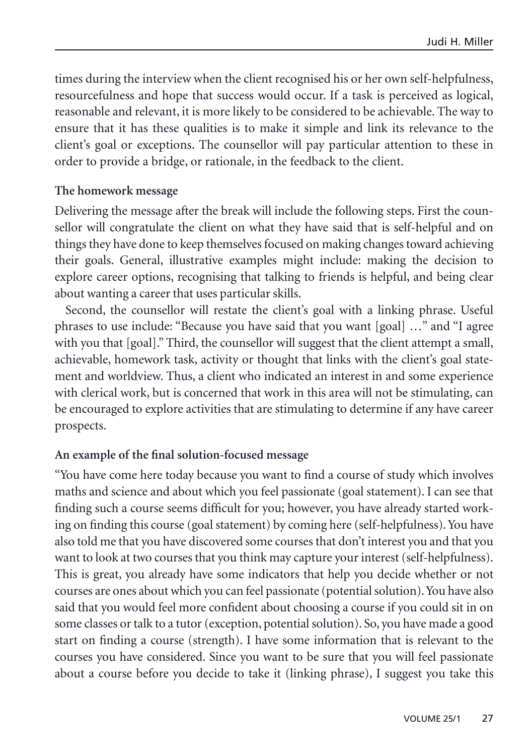times during the interview when the client recognised his or her own self-helpfulness, resourcefulness and hope that success would occur. If a task is perceived as logical, reasonable and relevant, it is more likely to be considered to be achievable. The way to ensure that it has these qualities is to make it simple and link its relevance to the client's goal or exceptions. The counsellor will pay particular attention to these in order to provide a bridge, or rationale, in the feedback to the client.

**The homework message**

Delivering the message after the break will include the following steps. First the counsellor will congratulate the client on what they have said that is self-helpful and on things they have done to keep themselves focused on making changes toward achieving their goals. General, illustrative examples might include: making the decision to explore career options, recognising that talking to friends is helpful, and being clear about wanting a career that uses particular skills.

Second, the counsellor will restate the client's goal with a linking phrase. Useful phrases to use include: "Because you have said that you want [goal] …" and "I agree with you that [goal]." Third, the counsellor will suggest that the client attempt a small, achievable, homework task, activity or thought that links with the client's goal statement and worldview. Thus, a client who indicated an interest in and some experience with clerical work, but is concerned that work in this area will not be stimulating, can be encouraged to explore activities that are stimulating to determine if any have career prospects.

**An example of the final solution-focused message**

"You have come here today because you want to find a course of study which involves maths and science and about which you feel passionate (goal statement). I can see that finding such a course seems difficult for you; however, you have already started working on finding this course (goal statement) by coming here (self-helpfulness). You have also told me that you have discovered some courses that don't interest you and that you want to look at two courses that you think may capture your interest (self-helpfulness). This is great, you already have some indicators that help you decide whether or not courses are ones about which you can feel passionate (potential solution). You have also said that you would feel more confident about choosing a course if you could sit in on some classes or talk to a tutor (exception, potential solution). So, you have made a good start on finding a course (strength). I have some information that is relevant to the courses you have considered. Since you want to be sure that you will feel passionate about a course before you decide to take it (linking phrase), I suggest you take this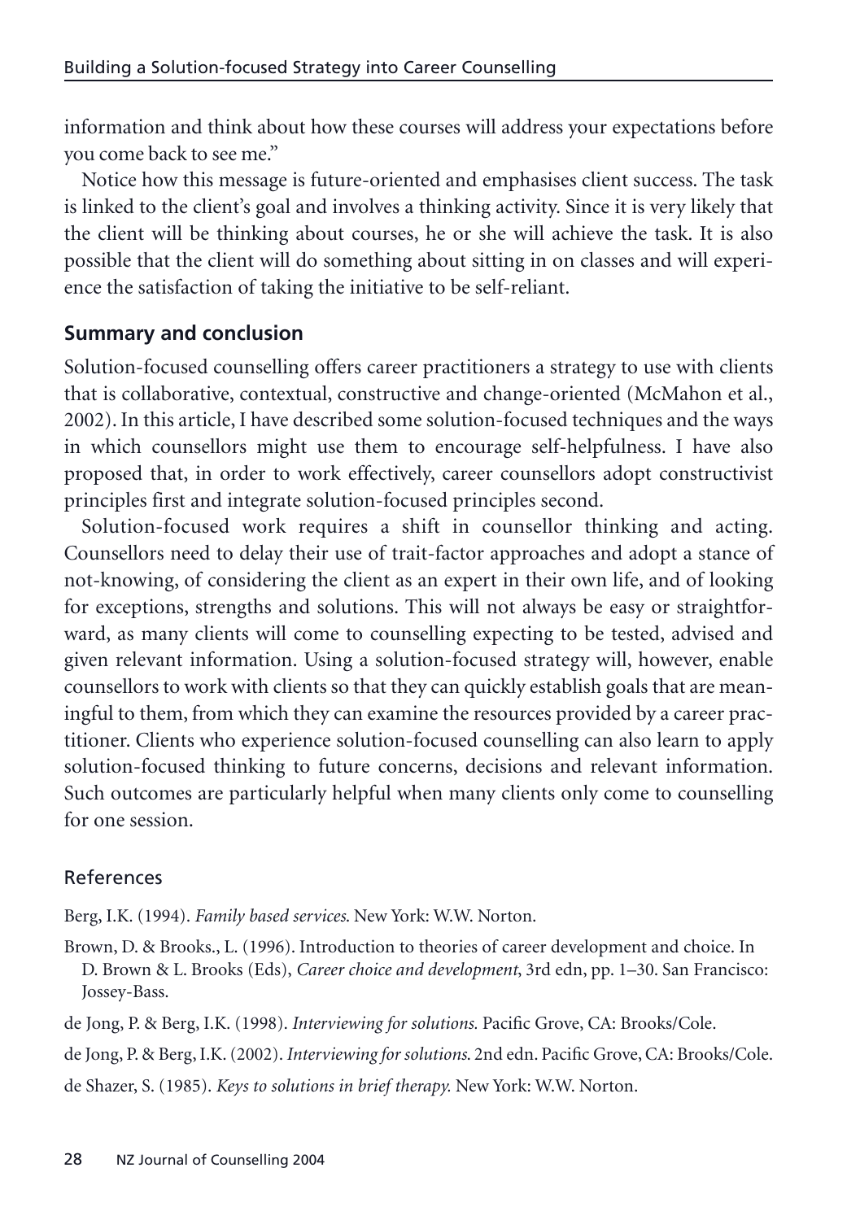information and think about how these courses will address your expectations before you come back to see me."

Notice how this message is future-oriented and emphasises client success. The task is linked to the client's goal and involves a thinking activity. Since it is very likely that the client will be thinking about courses, he or she will achieve the task. It is also possible that the client will do something about sitting in on classes and will experience the satisfaction of taking the initiative to be self-reliant.

## Summary and conclusion

Solution-focused counselling offers career practitioners a strategy to use with clients that is collaborative, contextual, constructive and change-oriented (McMahon et al., 2002). In this article, I have described some solution-focused techniques and the ways in which counsellors might use them to encourage self-helpfulness. I have also proposed that, in order to work effectively, career counsellors adopt constructivist principles first and integrate solution-focused principles second.

Solution-focused work requires a shift in counsellor thinking and acting. Counsellors need to delay their use of trait-factor approaches and adopt a stance of not-knowing, of considering the client as an expert in their own life, and of looking for exceptions, strengths and solutions. This will not always be easy or straightforward, as many clients will come to counselling expecting to be tested, advised and given relevant information. Using a solution-focused strategy will, however, enable counsellors to work with clients so that they can quickly establish goals that are meaningful to them, from which they can examine the resources provided by a career practitioner. Clients who experience solution-focused counselling can also learn to apply solution-focused thinking to future concerns, decisions and relevant information. Such outcomes are particularly helpful when many clients only come to counselling for one session.

## References

Berg, I.K. (1994). *Family based services.* New York: W.W. Norton.

Brown, D. & Brooks., L. (1996). Introduction to theories of career development and choice. In D. Brown & L. Brooks (Eds), *Career choice and development*, 3rd edn, pp. 1–30. San Francisco: Jossey-Bass.

de Jong, P. & Berg, I.K. (1998). *Interviewing for solutions.* Pacific Grove, CA: Brooks/Cole.

de Jong, P. & Berg, I.K. (2002). *Interviewing for solutions.* 2nd edn. Pacific Grove, CA: Brooks/Cole.

de Shazer, S. (1985). *Keys to solutions in brief therapy.* New York: W.W. Norton.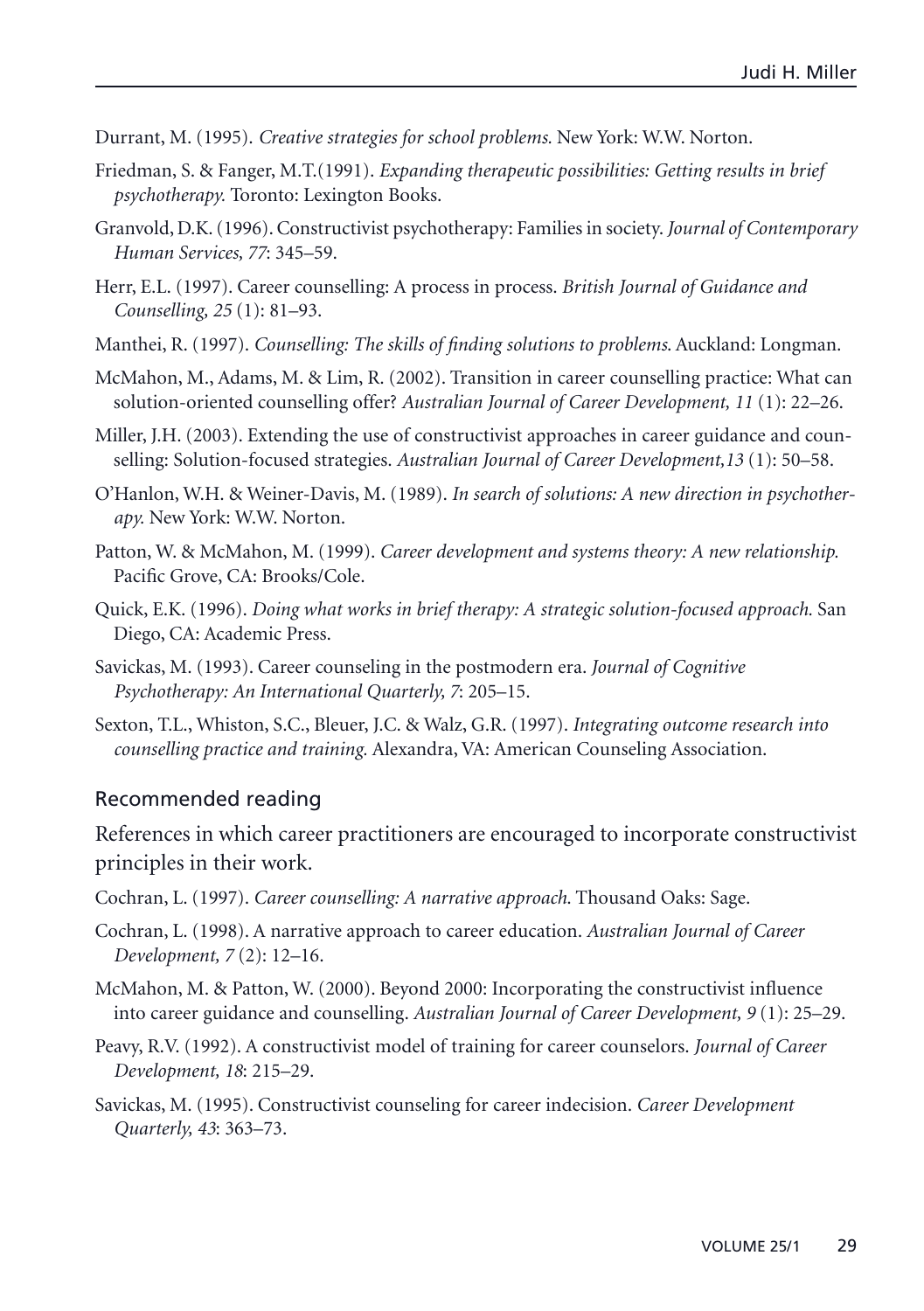Durrant, M. (1995). *Creative strategies for school problems.* New York: W.W. Norton.

Friedman, S. & Fanger, M.T.(1991). *Expanding therapeutic possibilities: Getting results in brief psychotherapy.* Toronto: Lexington Books.

Granvold, D.K. (1996). Constructivist psychotherapy: Families in society. *Journal of Contemporary Human Services, 77*: 345–59.

Herr, E.L. (1997). Career counselling: A process in process. *British Journal of Guidance and Counselling, 25* (1): 81–93.

Manthei, R. (1997). *Counselling: The skills of finding solutions to problems.* Auckland: Longman.

McMahon, M., Adams, M. & Lim, R. (2002). Transition in career counselling practice: What can solution-oriented counselling offer? *Australian Journal of Career Development, 11* (1): 22–26.

Miller, J.H. (2003). Extending the use of constructivist approaches in career guidance and counselling: Solution-focused strategies. *Australian Journal of Career Development,13* (1): 50–58.

O'Hanlon, W.H. & Weiner-Davis, M. (1989). *In search of solutions: A new direction in psychotherapy.* New York: W.W. Norton.

Patton, W. & McMahon, M. (1999). *Career development and systems theory: A new relationship.* Pacific Grove, CA: Brooks/Cole.

Quick, E.K. (1996). *Doing what works in brief therapy: A strategic solution-focused approach.* San Diego, CA: Academic Press.

Savickas, M. (1993). Career counseling in the postmodern era. *Journal of Cognitive Psychotherapy: An International Quarterly, 7*: 205–15.

Sexton, T.L., Whiston, S.C., Bleuer, J.C. & Walz, G.R. (1997). *Integrating outcome research into counselling practice and training.* Alexandra, VA: American Counseling Association.

## Recommended reading

References in which career practitioners are encouraged to incorporate constructivist principles in their work.

Cochran, L. (1997). *Career counselling: A narrative approach.* Thousand Oaks: Sage.

Cochran, L. (1998). A narrative approach to career education. *Australian Journal of Career Development, 7* (2): 12–16.

McMahon, M. & Patton, W. (2000). Beyond 2000: Incorporating the constructivist influence into career guidance and counselling. *Australian Journal of Career Development, 9* (1): 25–29.

Peavy, R.V. (1992). A constructivist model of training for career counselors. *Journal of Career Development, 18*: 215–29.

Savickas, M. (1995). Constructivist counseling for career indecision. *Career Development Quarterly, 43*: 363–73.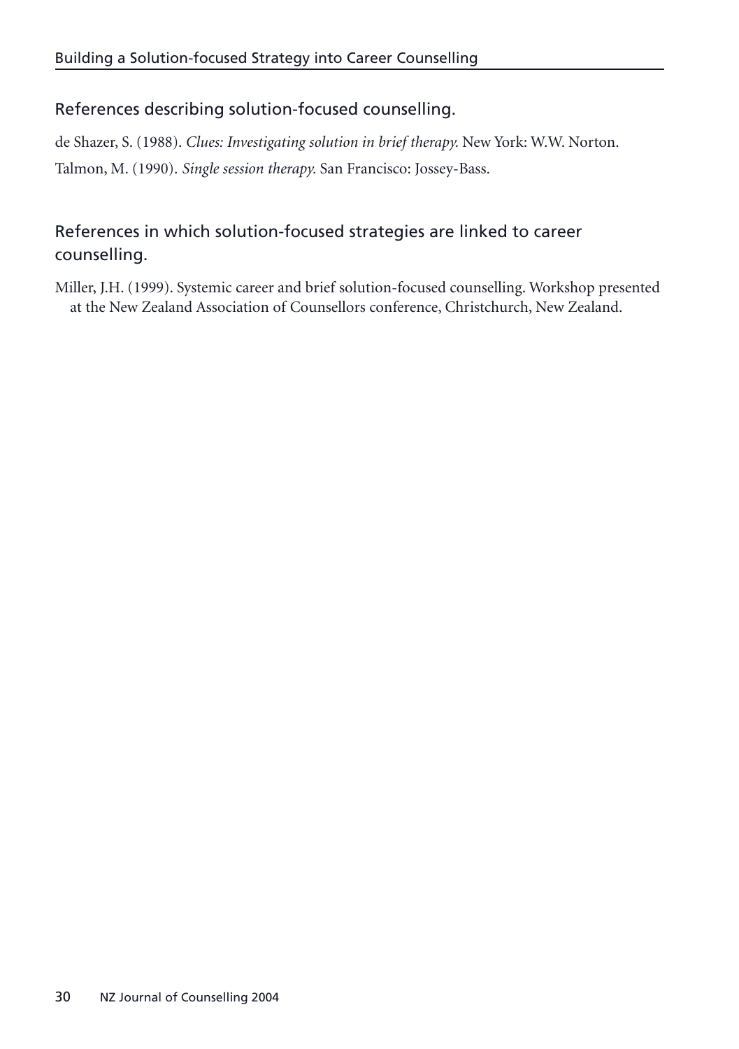## References describing solution-focused counselling.

de Shazer, S. (1988). *Clues: Investigating solution in brief therapy.* New York: W.W. Norton.

Talmon, M. (1990). *Single session therapy.* San Francisco: Jossey-Bass.

## References in which solution-focused strategies are linked to career counselling.

Miller, J.H. (1999). Systemic career and brief solution-focused counselling. Workshop presented at the New Zealand Association of Counsellors conference, Christchurch, New Zealand.